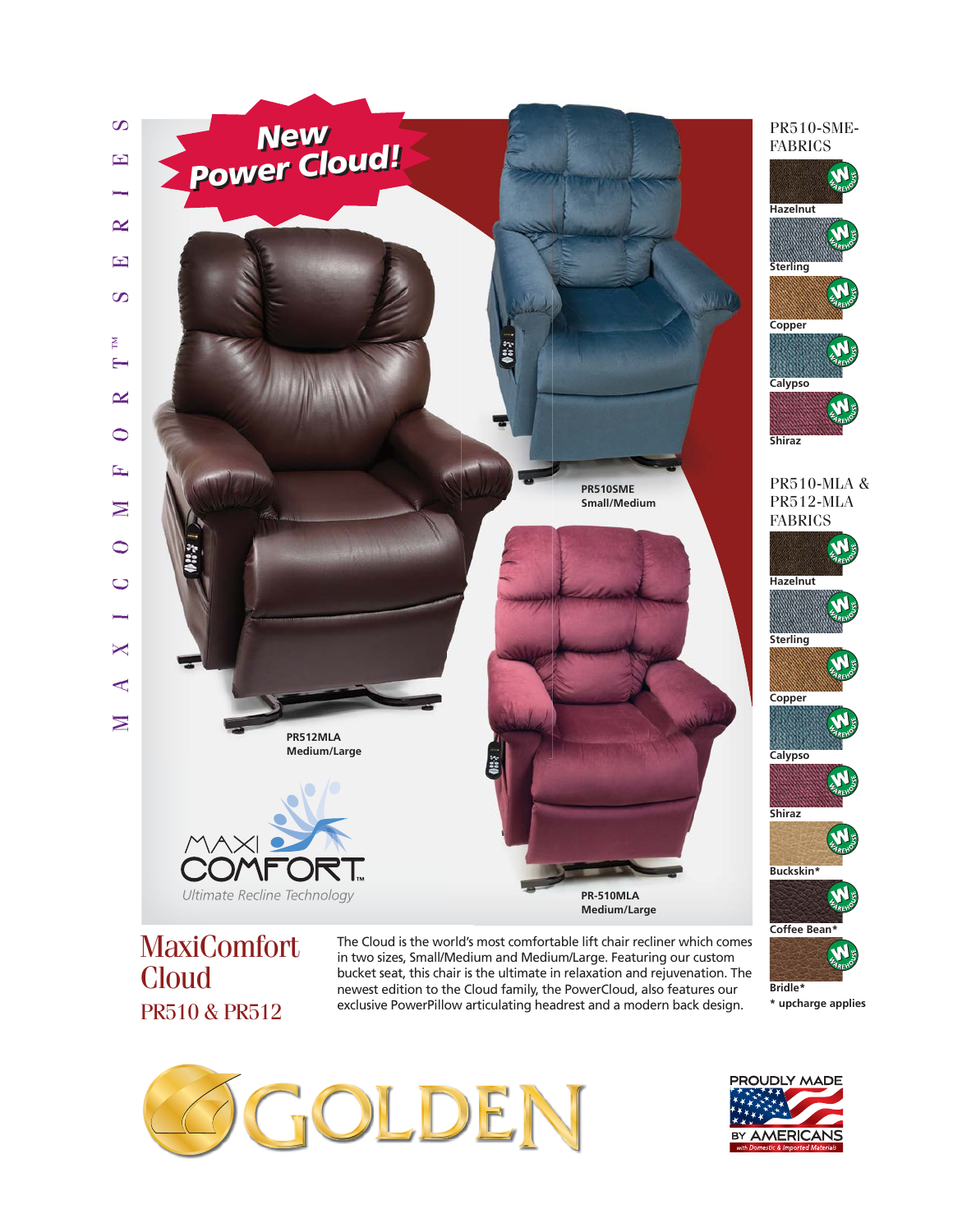MAXICOMFORT™ SERIES

New Power Cloud!

PR512MLA
Medium/Large

PR510SME
Small/Medium

PR-510MLA
Medium/Large

MAXI COMFORT™
*Ultimate Recline Technology*

## PR510-SME-FABRICS

- Hazelnut
- Sterling
- Copper
- Calypso
- Shiraz

## PR510-MLA & PR512-MLA FABRICS

- Hazelnut
- Sterling
- Copper
- Calypso
- Shiraz
- Buckskin*
- Coffee Bean*
- Bridle*

**\* upcharge applies**

# MaxiComfort Cloud

## PR510 & PR512

The Cloud is the world's most comfortable lift chair recliner which comes in two sizes, Small/Medium and Medium/Large. Featuring our custom bucket seat, this chair is the ultimate in relaxation and rejuvenation. The newest edition to the Cloud family, the PowerCloud, also features our exclusive PowerPillow articulating headrest and a modern back design.

GOLDEN

PROUDLY MADE BY AMERICANS
with Domestic & Imported Materials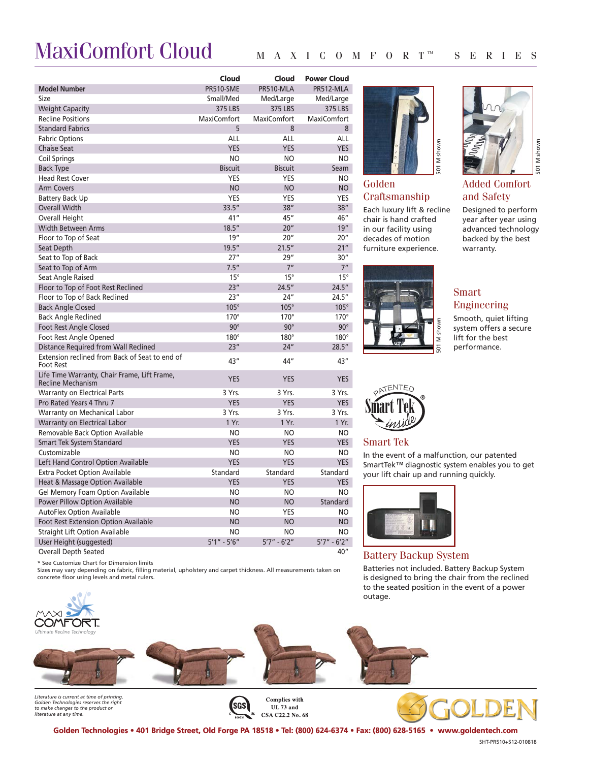# MaxiComfort Cloud

MAXICOMFORT™ SERIES

| | Cloud | Cloud | Power Cloud |
|---|---|---|---|
| Model Number | PR510-SME | PR510-MLA | PR512-MLA |
| Size | Small/Med | Med/Large | Med/Large |
| Weight Capacity | 375 LBS | 375 LBS | 375 LBS |
| Recline Positions | MaxiComfort | MaxiComfort | MaxiComfort |
| Standard Fabrics | 5 | 8 | 8 |
| Fabric Options | ALL | ALL | ALL |
| Chaise Seat | YES | YES | YES |
| Coil Springs | NO | NO | NO |
| Back Type | Biscuit | Biscuit | Seam |
| Head Rest Cover | YES | YES | NO |
| Arm Covers | NO | NO | NO |
| Battery Back Up | YES | YES | YES |
| Overall Width | 33.5″ | 38″ | 38″ |
| Overall Height | 41″ | 45″ | 46″ |
| Width Between Arms | 18.5″ | 20″ | 19″ |
| Floor to Top of Seat | 19″ | 20″ | 20″ |
| Seat Depth | 19.5″ | 21.5″ | 21″ |
| Seat to Top of Back | 27″ | 29″ | 30″ |
| Seat to Top of Arm | 7.5″ | 7″ | 7″ |
| Seat Angle Raised | 15° | 15° | 15° |
| Floor to Top of Foot Rest Reclined | 23″ | 24.5″ | 24.5″ |
| Floor to Top of Back Reclined | 23″ | 24″ | 24.5″ |
| Back Angle Closed | 105° | 105° | 105° |
| Back Angle Reclined | 170° | 170° | 170° |
| Foot Rest Angle Closed | 90° | 90° | 90° |
| Foot Rest Angle Opened | 180° | 180° | 180° |
| Distance Required from Wall Reclined | 23″ | 24″ | 28.5″ |
| Extension reclined from Back of Seat to end of Foot Rest | 43″ | 44″ | 43″ |
| Life Time Warranty, Chair Frame, Lift Frame, Recline Mechanism | YES | YES | YES |
| Warranty on Electrical Parts | 3 Yrs. | 3 Yrs. | 3 Yrs. |
| Pro Rated Years 4 Thru 7 | YES | YES | YES |
| Warranty on Mechanical Labor | 3 Yrs. | 3 Yrs. | 3 Yrs. |
| Warranty on Electrical Labor | 1 Yr. | 1 Yr. | 1 Yr. |
| Removable Back Option Available | NO | NO | NO |
| Smart Tek System Standard | YES | YES | YES |
| Customizable | NO | NO | NO |
| Left Hand Control Option Available | YES | YES | YES |
| Extra Pocket Option Available | Standard | Standard | Standard |
| Heat & Massage Option Available | YES | YES | YES |
| Gel Memory Foam Option Available | NO | NO | NO |
| Power Pillow Option Available | NO | NO | Standard |
| AutoFlex Option Available | NO | YES | NO |
| Foot Rest Extension Option Available | NO | NO | NO |
| Straight Lift Option Available | NO | NO | NO |
| User Height (suggested) | 5′1″ - 5′6″ | 5′7″ - 6′2″ | 5′7″ - 6′2″ |
| Overall Depth Seated | | | 40″ |

* See Customize Chart for Dimension limits

Sizes may vary depending on fabric, filling material, upholstery and carpet thickness. All measurements taken on concrete floor using levels and metal rulers.

501 M shown

## Golden Craftsmanship

Each luxury lift & recline chair is hand crafted in our facility using decades of motion furniture experience.

501 M shown

## Added Comfort and Safety

Designed to perform year after year using advanced technology backed by the best warranty.

501 M shown

## Smart Engineering

Smooth, quiet lifting system offers a secure lift for the best performance.

## Smart Tek

In the event of a malfunction, our patented SmartTek™ diagnostic system enables you to get your lift chair up and running quickly.

## Battery Backup System

Batteries not included. Battery Backup System is designed to bring the chair from the reclined to the seated position in the event of a power outage.

MAXI COMFORT. Ultimate Recline Technology

*Literature is current at time of printing. Golden Technologies reserves the right to make changes to the product or literature at any time.*

Complies with UL 73 and CSA C22.2 No. 68

GOLDEN

**Golden Technologies • 401 Bridge Street, Old Forge PA 18518 • Tel: (800) 624-6374 • Fax: (800) 628-5165 • www.goldentech.com**

SHT-PR510+512-010818